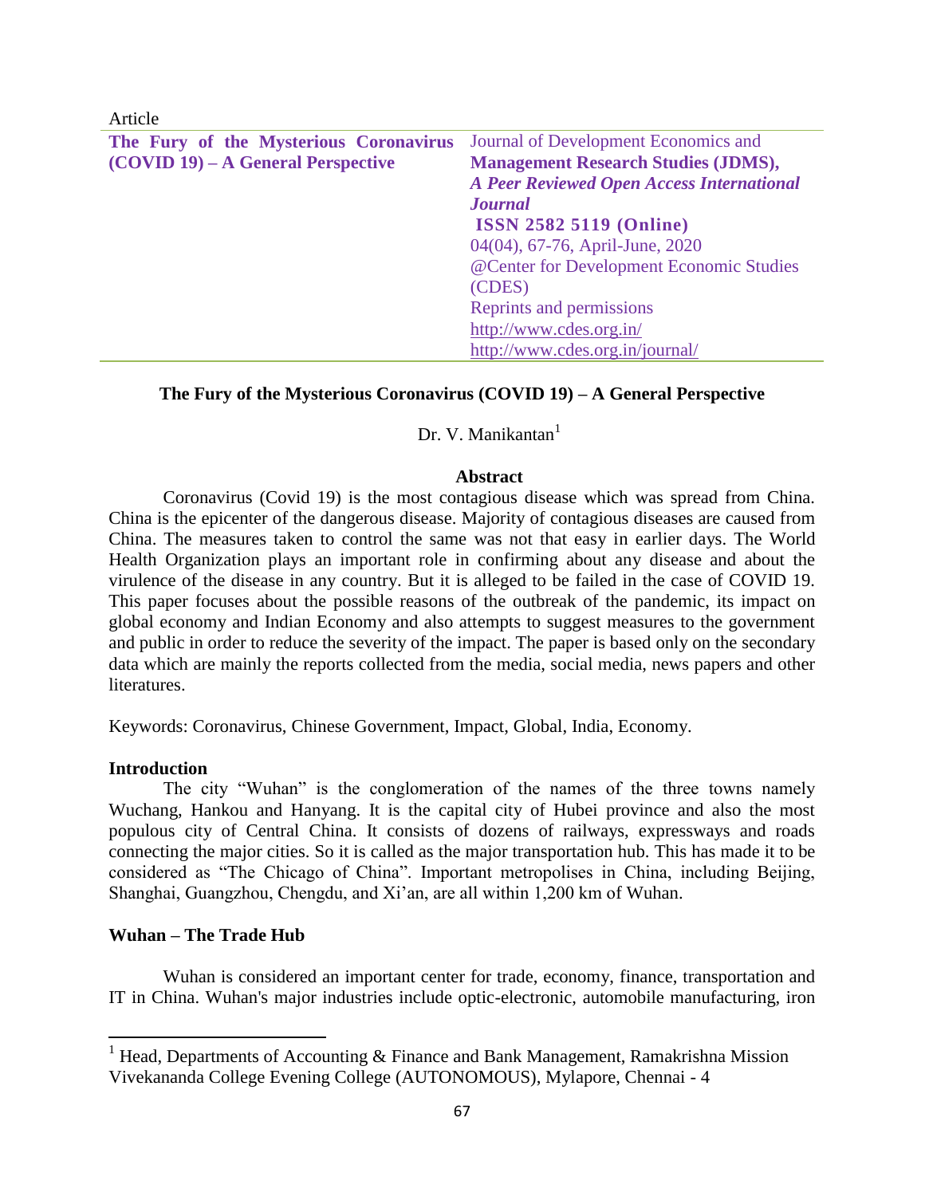Article

| The Fury of the Mysterious Coronavirus (COVID 19) – A General Perspective | Journal of Development Economics and **Management Research Studies (JDMS),** ***A Peer Reviewed Open Access International Journal*** **ISSN 2582 5119 (Online)** 04(04), 67-76, April-June, 2020 @Center for Development Economic Studies (CDES) Reprints and permissions http://www.cdes.org.in/ http://www.cdes.org.in/journal/ |
|---|---|

# The Fury of the Mysterious Coronavirus (COVID 19) – A General Perspective

Dr. V. Manikantan[1]

## Abstract

Coronavirus (Covid 19) is the most contagious disease which was spread from China. China is the epicenter of the dangerous disease. Majority of contagious diseases are caused from China. The measures taken to control the same was not that easy in earlier days. The World Health Organization plays an important role in confirming about any disease and about the virulence of the disease in any country. But it is alleged to be failed in the case of COVID 19. This paper focuses about the possible reasons of the outbreak of the pandemic, its impact on global economy and Indian Economy and also attempts to suggest measures to the government and public in order to reduce the severity of the impact. The paper is based only on the secondary data which are mainly the reports collected from the media, social media, news papers and other literatures.

Keywords: Coronavirus, Chinese Government, Impact, Global, India, Economy.

## Introduction

The city "Wuhan" is the conglomeration of the names of the three towns namely Wuchang, Hankou and Hanyang. It is the capital city of Hubei province and also the most populous city of Central China. It consists of dozens of railways, expressways and roads connecting the major cities. So it is called as the major transportation hub. This has made it to be considered as "The Chicago of China". Important metropolises in China, including Beijing, Shanghai, Guangzhou, Chengdu, and Xi'an, are all within 1,200 km of Wuhan.

## Wuhan – The Trade Hub

Wuhan is considered an important center for trade, economy, finance, transportation and IT in China. Wuhan's major industries include optic-electronic, automobile manufacturing, iron

[1] Head, Departments of Accounting & Finance and Bank Management, Ramakrishna Mission Vivekananda College Evening College (AUTONOMOUS), Mylapore, Chennai - 4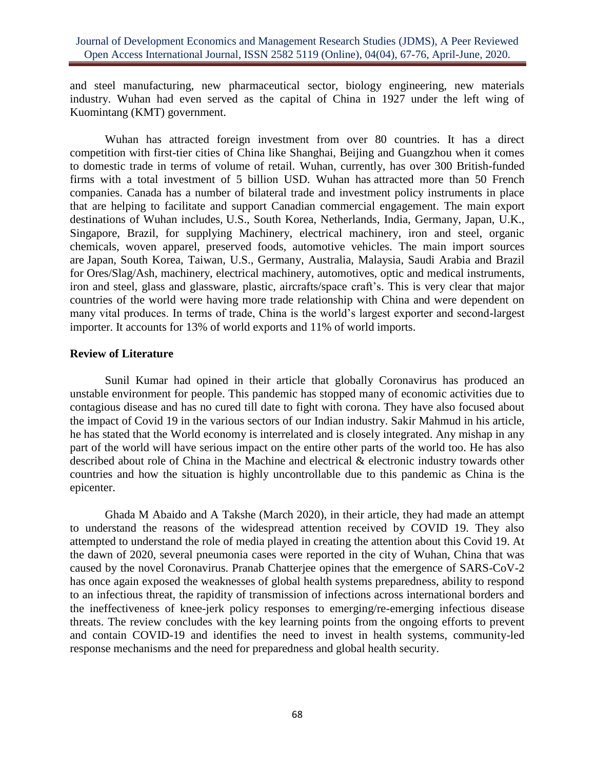and steel manufacturing, new pharmaceutical sector, biology engineering, new materials industry. Wuhan had even served as the capital of China in 1927 under the left wing of Kuomintang (KMT) government.

Wuhan has attracted foreign investment from over 80 countries. It has a direct competition with first-tier cities of China like Shanghai, Beijing and Guangzhou when it comes to domestic trade in terms of volume of retail. Wuhan, currently, has over 300 British-funded firms with a total investment of 5 billion USD. Wuhan has attracted more than 50 French companies. Canada has a number of bilateral trade and investment policy instruments in place that are helping to facilitate and support Canadian commercial engagement. The main export destinations of Wuhan includes, U.S., South Korea, Netherlands, India, Germany, Japan, U.K., Singapore, Brazil, for supplying Machinery, electrical machinery, iron and steel, organic chemicals, woven apparel, preserved foods, automotive vehicles. The main import sources are Japan, South Korea, Taiwan, U.S., Germany, Australia, Malaysia, Saudi Arabia and Brazil for Ores/Slag/Ash, machinery, electrical machinery, automotives, optic and medical instruments, iron and steel, glass and glassware, plastic, aircrafts/space craft's. This is very clear that major countries of the world were having more trade relationship with China and were dependent on many vital produces. In terms of trade, China is the world's largest exporter and second-largest importer. It accounts for 13% of world exports and 11% of world imports.

## Review of Literature

Sunil Kumar had opined in their article that globally Coronavirus has produced an unstable environment for people. This pandemic has stopped many of economic activities due to contagious disease and has no cured till date to fight with corona. They have also focused about the impact of Covid 19 in the various sectors of our Indian industry. Sakir Mahmud in his article, he has stated that the World economy is interrelated and is closely integrated. Any mishap in any part of the world will have serious impact on the entire other parts of the world too. He has also described about role of China in the Machine and electrical & electronic industry towards other countries and how the situation is highly uncontrollable due to this pandemic as China is the epicenter.

Ghada M Abaido and A Takshe (March 2020), in their article, they had made an attempt to understand the reasons of the widespread attention received by COVID 19. They also attempted to understand the role of media played in creating the attention about this Covid 19. At the dawn of 2020, several pneumonia cases were reported in the city of Wuhan, China that was caused by the novel Coronavirus. Pranab Chatterjee opines that the emergence of SARS-CoV-2 has once again exposed the weaknesses of global health systems preparedness, ability to respond to an infectious threat, the rapidity of transmission of infections across international borders and the ineffectiveness of knee-jerk policy responses to emerging/re-emerging infectious disease threats. The review concludes with the key learning points from the ongoing efforts to prevent and contain COVID-19 and identifies the need to invest in health systems, community-led response mechanisms and the need for preparedness and global health security.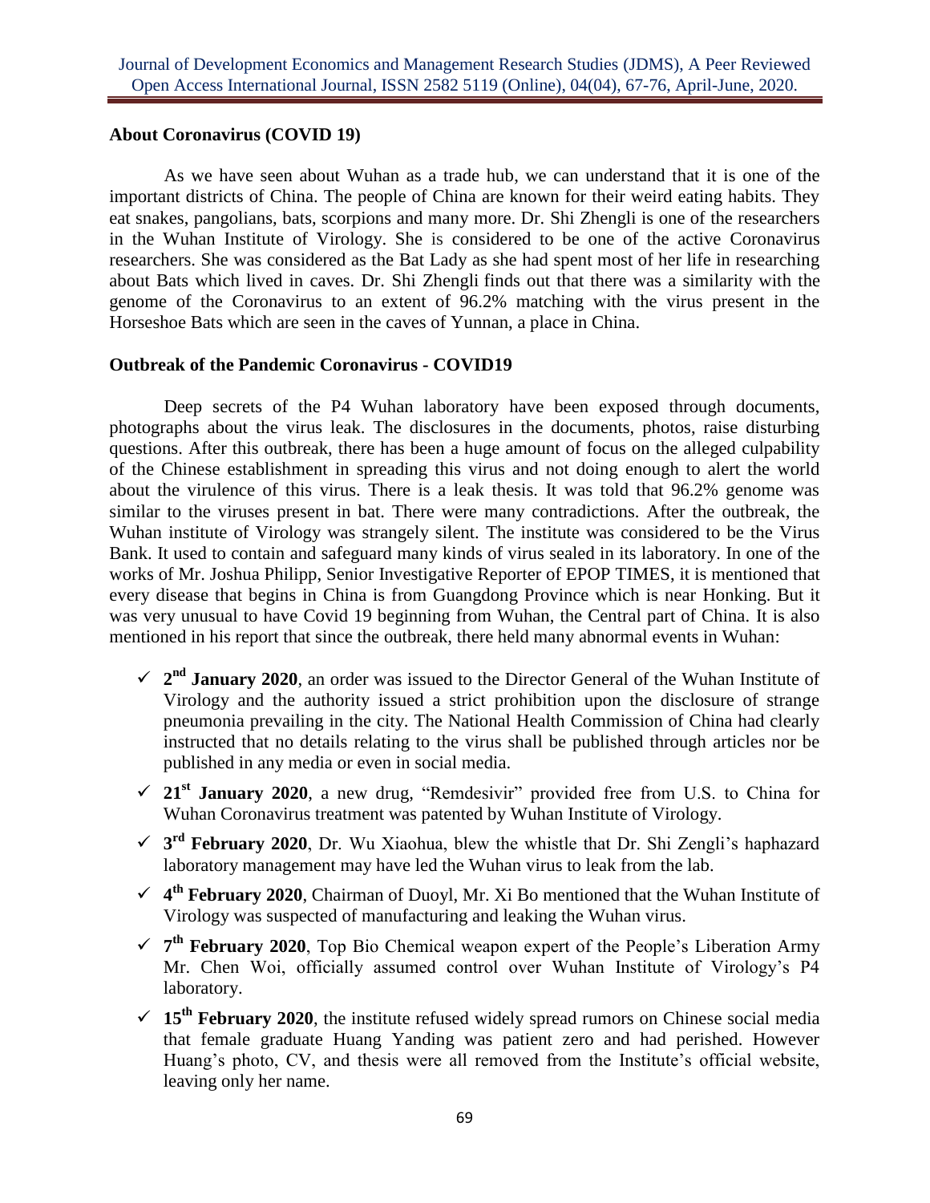### About Coronavirus (COVID 19)

As we have seen about Wuhan as a trade hub, we can understand that it is one of the important districts of China. The people of China are known for their weird eating habits. They eat snakes, pangolians, bats, scorpions and many more. Dr. Shi Zhengli is one of the researchers in the Wuhan Institute of Virology. She is considered to be one of the active Coronavirus researchers. She was considered as the Bat Lady as she had spent most of her life in researching about Bats which lived in caves. Dr. Shi Zhengli finds out that there was a similarity with the genome of the Coronavirus to an extent of 96.2% matching with the virus present in the Horseshoe Bats which are seen in the caves of Yunnan, a place in China.

### Outbreak of the Pandemic Coronavirus - COVID19

Deep secrets of the P4 Wuhan laboratory have been exposed through documents, photographs about the virus leak. The disclosures in the documents, photos, raise disturbing questions. After this outbreak, there has been a huge amount of focus on the alleged culpability of the Chinese establishment in spreading this virus and not doing enough to alert the world about the virulence of this virus. There is a leak thesis. It was told that 96.2% genome was similar to the viruses present in bat. There were many contradictions. After the outbreak, the Wuhan institute of Virology was strangely silent. The institute was considered to be the Virus Bank. It used to contain and safeguard many kinds of virus sealed in its laboratory. In one of the works of Mr. Joshua Philipp, Senior Investigative Reporter of EPOP TIMES, it is mentioned that every disease that begins in China is from Guangdong Province which is near Honking. But it was very unusual to have Covid 19 beginning from Wuhan, the Central part of China. It is also mentioned in his report that since the outbreak, there held many abnormal events in Wuhan:

- ✓ **2nd January 2020**, an order was issued to the Director General of the Wuhan Institute of Virology and the authority issued a strict prohibition upon the disclosure of strange pneumonia prevailing in the city. The National Health Commission of China had clearly instructed that no details relating to the virus shall be published through articles nor be published in any media or even in social media.
- ✓ **21st January 2020**, a new drug, "Remdesivir" provided free from U.S. to China for Wuhan Coronavirus treatment was patented by Wuhan Institute of Virology.
- ✓ **3rd February 2020**, Dr. Wu Xiaohua, blew the whistle that Dr. Shi Zengli's haphazard laboratory management may have led the Wuhan virus to leak from the lab.
- ✓ **4th February 2020**, Chairman of Duoyl, Mr. Xi Bo mentioned that the Wuhan Institute of Virology was suspected of manufacturing and leaking the Wuhan virus.
- ✓ **7th February 2020**, Top Bio Chemical weapon expert of the People's Liberation Army Mr. Chen Woi, officially assumed control over Wuhan Institute of Virology's P4 laboratory.
- ✓ **15th February 2020**, the institute refused widely spread rumors on Chinese social media that female graduate Huang Yanding was patient zero and had perished. However Huang's photo, CV, and thesis were all removed from the Institute's official website, leaving only her name.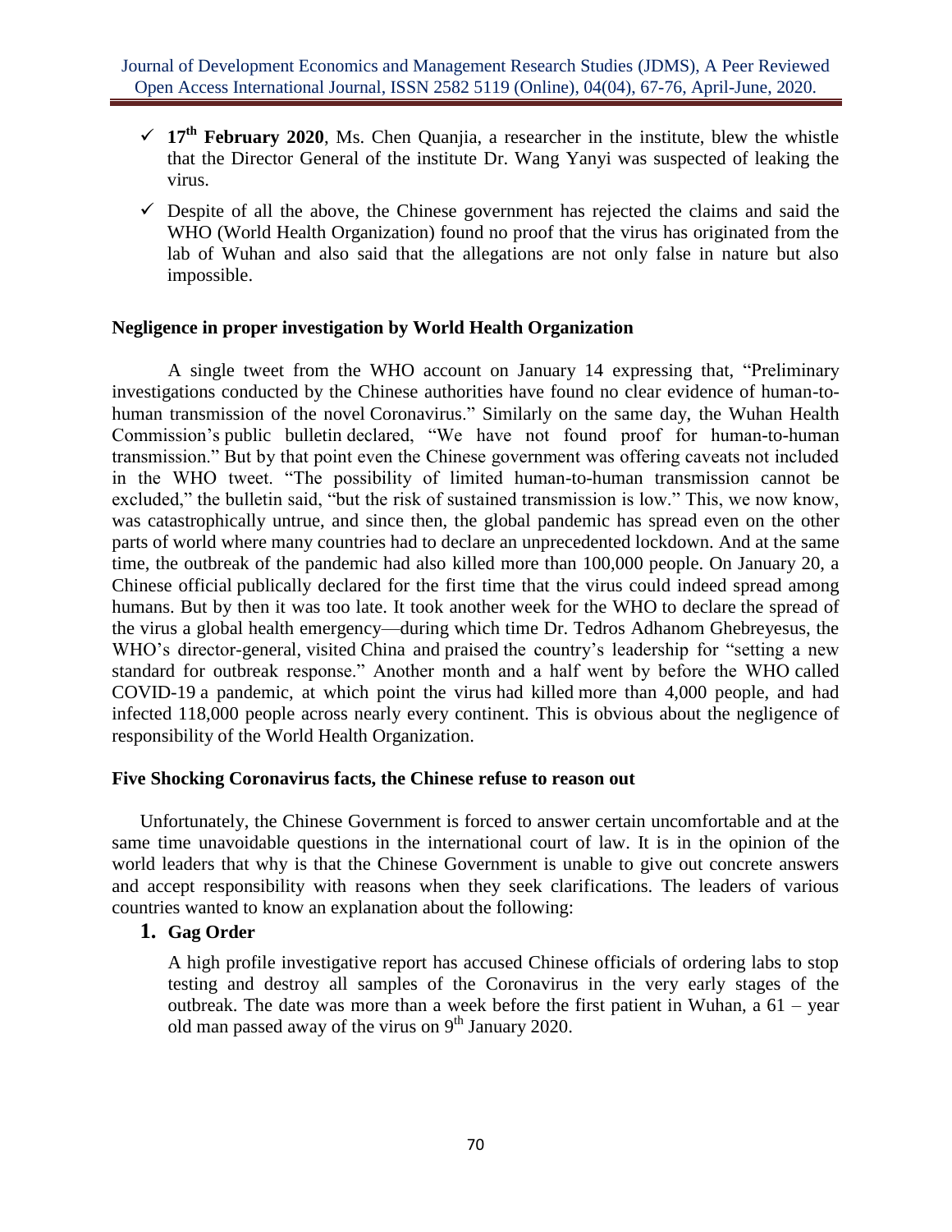- **17th February 2020**, Ms. Chen Quanjia, a researcher in the institute, blew the whistle that the Director General of the institute Dr. Wang Yanyi was suspected of leaking the virus.
- Despite of all the above, the Chinese government has rejected the claims and said the WHO (World Health Organization) found no proof that the virus has originated from the lab of Wuhan and also said that the allegations are not only false in nature but also impossible.

**Negligence in proper investigation by World Health Organization**

A single tweet from the WHO account on January 14 expressing that, "Preliminary investigations conducted by the Chinese authorities have found no clear evidence of human-to-human transmission of the novel Coronavirus." Similarly on the same day, the Wuhan Health Commission's public bulletin declared, "We have not found proof for human-to-human transmission." But by that point even the Chinese government was offering caveats not included in the WHO tweet. "The possibility of limited human-to-human transmission cannot be excluded," the bulletin said, "but the risk of sustained transmission is low." This, we now know, was catastrophically untrue, and since then, the global pandemic has spread even on the other parts of world where many countries had to declare an unprecedented lockdown. And at the same time, the outbreak of the pandemic had also killed more than 100,000 people. On January 20, a Chinese official publically declared for the first time that the virus could indeed spread among humans. But by then it was too late. It took another week for the WHO to declare the spread of the virus a global health emergency—during which time Dr. Tedros Adhanom Ghebreyesus, the WHO's director-general, visited China and praised the country's leadership for "setting a new standard for outbreak response." Another month and a half went by before the WHO called COVID-19 a pandemic, at which point the virus had killed more than 4,000 people, and had infected 118,000 people across nearly every continent. This is obvious about the negligence of responsibility of the World Health Organization.

**Five Shocking Coronavirus facts, the Chinese refuse to reason out**

Unfortunately, the Chinese Government is forced to answer certain uncomfortable and at the same time unavoidable questions in the international court of law. It is in the opinion of the world leaders that why is that the Chinese Government is unable to give out concrete answers and accept responsibility with reasons when they seek clarifications. The leaders of various countries wanted to know an explanation about the following:

1. **Gag Order**

   A high profile investigative report has accused Chinese officials of ordering labs to stop testing and destroy all samples of the Coronavirus in the very early stages of the outbreak. The date was more than a week before the first patient in Wuhan, a 61 – year old man passed away of the virus on 9th January 2020.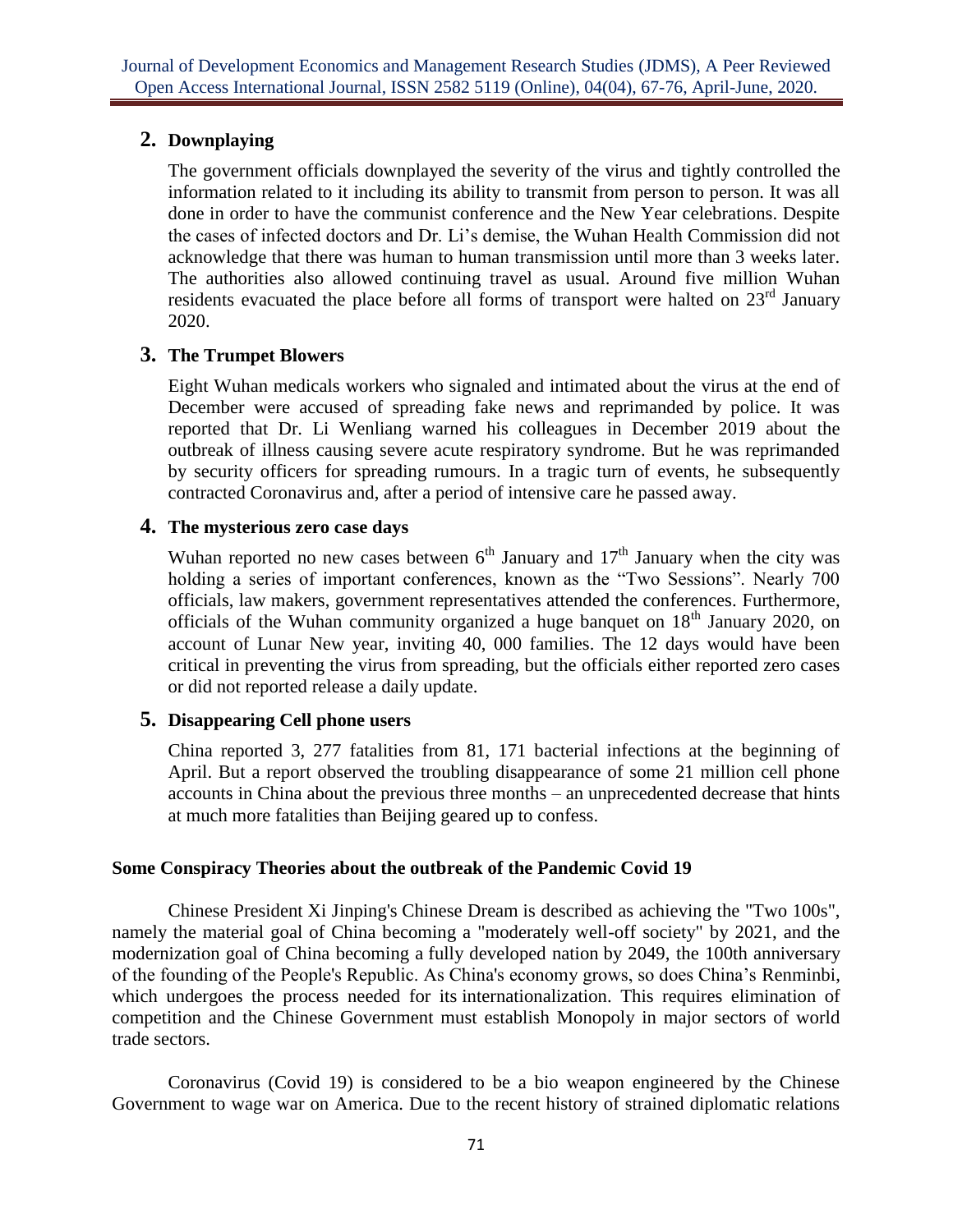## 2. Downplaying

The government officials downplayed the severity of the virus and tightly controlled the information related to it including its ability to transmit from person to person. It was all done in order to have the communist conference and the New Year celebrations. Despite the cases of infected doctors and Dr. Li's demise, the Wuhan Health Commission did not acknowledge that there was human to human transmission until more than 3 weeks later. The authorities also allowed continuing travel as usual. Around five million Wuhan residents evacuated the place before all forms of transport were halted on 23rd January 2020.

## 3. The Trumpet Blowers

Eight Wuhan medicals workers who signaled and intimated about the virus at the end of December were accused of spreading fake news and reprimanded by police. It was reported that Dr. Li Wenliang warned his colleagues in December 2019 about the outbreak of illness causing severe acute respiratory syndrome. But he was reprimanded by security officers for spreading rumours. In a tragic turn of events, he subsequently contracted Coronavirus and, after a period of intensive care he passed away.

## 4. The mysterious zero case days

Wuhan reported no new cases between 6th January and 17th January when the city was holding a series of important conferences, known as the "Two Sessions". Nearly 700 officials, law makers, government representatives attended the conferences. Furthermore, officials of the Wuhan community organized a huge banquet on 18th January 2020, on account of Lunar New year, inviting 40, 000 families. The 12 days would have been critical in preventing the virus from spreading, but the officials either reported zero cases or did not reported release a daily update.

## 5. Disappearing Cell phone users

China reported 3, 277 fatalities from 81, 171 bacterial infections at the beginning of April. But a report observed the troubling disappearance of some 21 million cell phone accounts in China about the previous three months – an unprecedented decrease that hints at much more fatalities than Beijing geared up to confess.

### Some Conspiracy Theories about the outbreak of the Pandemic Covid 19

Chinese President Xi Jinping's Chinese Dream is described as achieving the "Two 100s", namely the material goal of China becoming a "moderately well-off society" by 2021, and the modernization goal of China becoming a fully developed nation by 2049, the 100th anniversary of the founding of the People's Republic. As China's economy grows, so does China's Renminbi, which undergoes the process needed for its internationalization. This requires elimination of competition and the Chinese Government must establish Monopoly in major sectors of world trade sectors.

Coronavirus (Covid 19) is considered to be a bio weapon engineered by the Chinese Government to wage war on America. Due to the recent history of strained diplomatic relations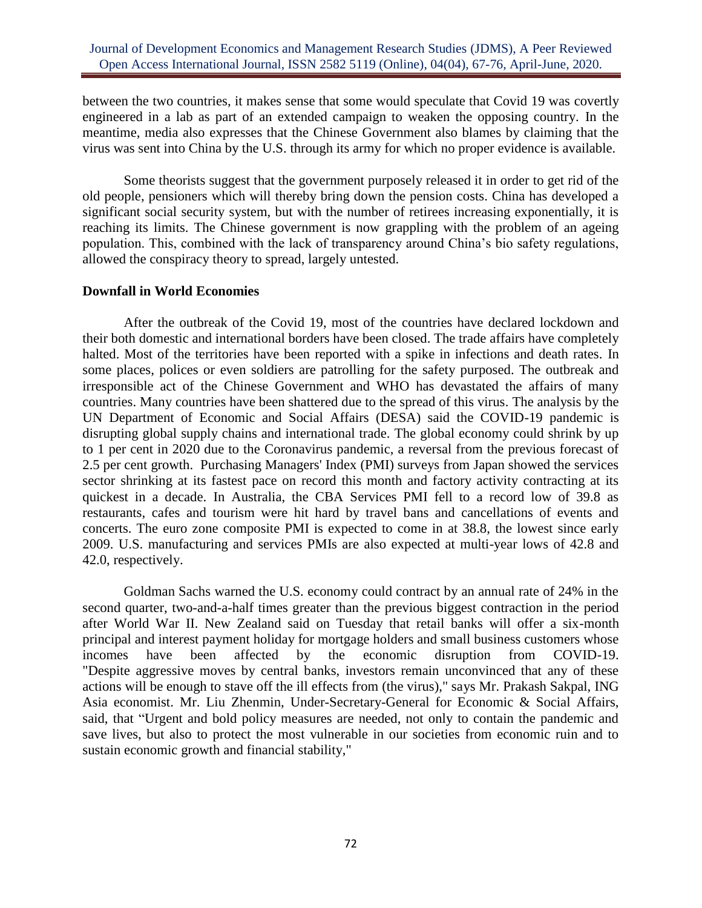between the two countries, it makes sense that some would speculate that Covid 19 was covertly engineered in a lab as part of an extended campaign to weaken the opposing country. In the meantime, media also expresses that the Chinese Government also blames by claiming that the virus was sent into China by the U.S. through its army for which no proper evidence is available.

Some theorists suggest that the government purposely released it in order to get rid of the old people, pensioners which will thereby bring down the pension costs. China has developed a significant social security system, but with the number of retirees increasing exponentially, it is reaching its limits. The Chinese government is now grappling with the problem of an ageing population. This, combined with the lack of transparency around China's bio safety regulations, allowed the conspiracy theory to spread, largely untested.

**Downfall in World Economies**

After the outbreak of the Covid 19, most of the countries have declared lockdown and their both domestic and international borders have been closed. The trade affairs have completely halted. Most of the territories have been reported with a spike in infections and death rates. In some places, polices or even soldiers are patrolling for the safety purposed. The outbreak and irresponsible act of the Chinese Government and WHO has devastated the affairs of many countries. Many countries have been shattered due to the spread of this virus. The analysis by the UN Department of Economic and Social Affairs (DESA) said the COVID-19 pandemic is disrupting global supply chains and international trade. The global economy could shrink by up to 1 per cent in 2020 due to the Coronavirus pandemic, a reversal from the previous forecast of 2.5 per cent growth. Purchasing Managers' Index (PMI) surveys from Japan showed the services sector shrinking at its fastest pace on record this month and factory activity contracting at its quickest in a decade. In Australia, the CBA Services PMI fell to a record low of 39.8 as restaurants, cafes and tourism were hit hard by travel bans and cancellations of events and concerts. The euro zone composite PMI is expected to come in at 38.8, the lowest since early 2009. U.S. manufacturing and services PMIs are also expected at multi-year lows of 42.8 and 42.0, respectively.

Goldman Sachs warned the U.S. economy could contract by an annual rate of 24% in the second quarter, two-and-a-half times greater than the previous biggest contraction in the period after World War II. New Zealand said on Tuesday that retail banks will offer a six-month principal and interest payment holiday for mortgage holders and small business customers whose incomes have been affected by the economic disruption from COVID-19. "Despite aggressive moves by central banks, investors remain unconvinced that any of these actions will be enough to stave off the ill effects from (the virus)," says Mr. Prakash Sakpal, ING Asia economist. Mr. Liu Zhenmin, Under-Secretary-General for Economic & Social Affairs, said, that "Urgent and bold policy measures are needed, not only to contain the pandemic and save lives, but also to protect the most vulnerable in our societies from economic ruin and to sustain economic growth and financial stability,"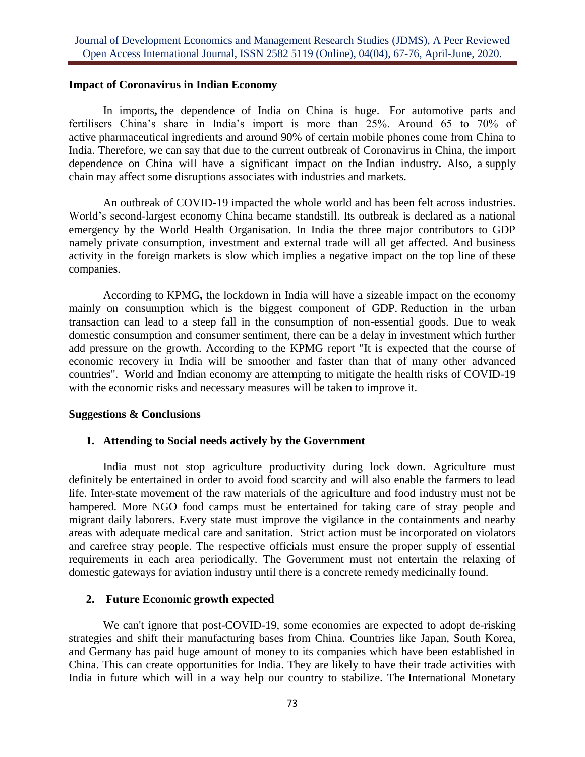### Impact of Coronavirus in Indian Economy

In imports**,** the dependence of India on China is huge. For automotive parts and fertilisers China's share in India's import is more than 25%. Around 65 to 70% of active pharmaceutical ingredients and around 90% of certain mobile phones come from China to India. Therefore, we can say that due to the current outbreak of Coronavirus in China, the import dependence on China will have a significant impact on the Indian industry**.** Also, a supply chain may affect some disruptions associates with industries and markets.

An outbreak of COVID-19 impacted the whole world and has been felt across industries. World's second-largest economy China became standstill. Its outbreak is declared as a national emergency by the World Health Organisation. In India the three major contributors to GDP namely private consumption, investment and external trade will all get affected. And business activity in the foreign markets is slow which implies a negative impact on the top line of these companies.

According to KPMG**,** the lockdown in India will have a sizeable impact on the economy mainly on consumption which is the biggest component of GDP. Reduction in the urban transaction can lead to a steep fall in the consumption of non-essential goods. Due to weak domestic consumption and consumer sentiment, there can be a delay in investment which further add pressure on the growth. According to the KPMG report "It is expected that the course of economic recovery in India will be smoother and faster than that of many other advanced countries". World and Indian economy are attempting to mitigate the health risks of COVID-19 with the economic risks and necessary measures will be taken to improve it.

### Suggestions & Conclusions

#### 1. Attending to Social needs actively by the Government

India must not stop agriculture productivity during lock down. Agriculture must definitely be entertained in order to avoid food scarcity and will also enable the farmers to lead life. Inter-state movement of the raw materials of the agriculture and food industry must not be hampered. More NGO food camps must be entertained for taking care of stray people and migrant daily laborers. Every state must improve the vigilance in the containments and nearby areas with adequate medical care and sanitation. Strict action must be incorporated on violators and carefree stray people. The respective officials must ensure the proper supply of essential requirements in each area periodically. The Government must not entertain the relaxing of domestic gateways for aviation industry until there is a concrete remedy medicinally found.

#### 2. Future Economic growth expected

We can't ignore that post-COVID-19, some economies are expected to adopt de-risking strategies and shift their manufacturing bases from China. Countries like Japan, South Korea, and Germany has paid huge amount of money to its companies which have been established in China. This can create opportunities for India. They are likely to have their trade activities with India in future which will in a way help our country to stabilize. The International Monetary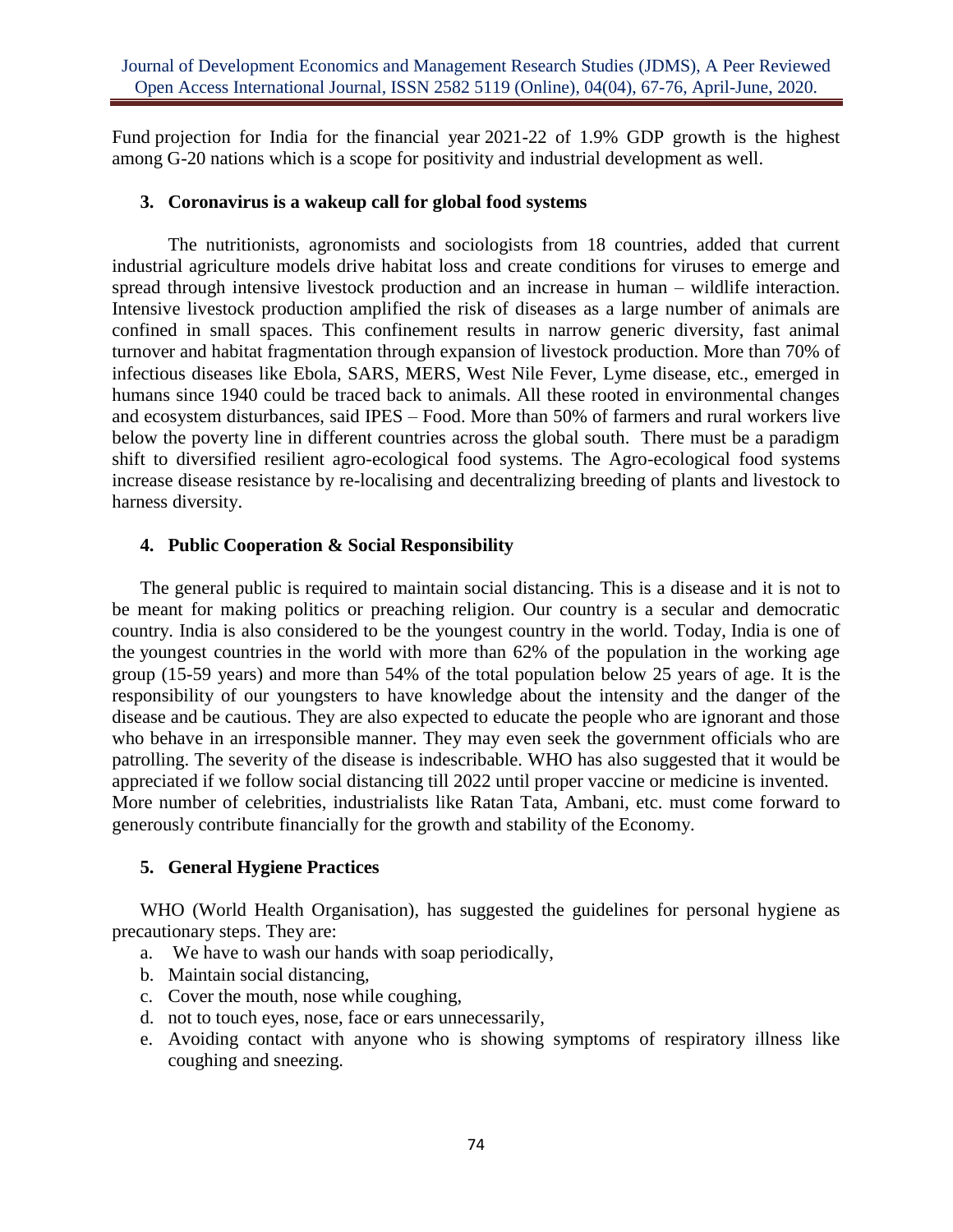Fund projection for India for the financial year 2021-22 of 1.9% GDP growth is the highest among G-20 nations which is a scope for positivity and industrial development as well.

### 3. Coronavirus is a wakeup call for global food systems

The nutritionists, agronomists and sociologists from 18 countries, added that current industrial agriculture models drive habitat loss and create conditions for viruses to emerge and spread through intensive livestock production and an increase in human – wildlife interaction. Intensive livestock production amplified the risk of diseases as a large number of animals are confined in small spaces. This confinement results in narrow generic diversity, fast animal turnover and habitat fragmentation through expansion of livestock production. More than 70% of infectious diseases like Ebola, SARS, MERS, West Nile Fever, Lyme disease, etc., emerged in humans since 1940 could be traced back to animals. All these rooted in environmental changes and ecosystem disturbances, said IPES – Food. More than 50% of farmers and rural workers live below the poverty line in different countries across the global south. There must be a paradigm shift to diversified resilient agro-ecological food systems. The Agro-ecological food systems increase disease resistance by re-localising and decentralizing breeding of plants and livestock to harness diversity.

### 4. Public Cooperation & Social Responsibility

The general public is required to maintain social distancing. This is a disease and it is not to be meant for making politics or preaching religion. Our country is a secular and democratic country. India is also considered to be the youngest country in the world. Today, India is one of the youngest countries in the world with more than 62% of the population in the working age group (15-59 years) and more than 54% of the total population below 25 years of age. It is the responsibility of our youngsters to have knowledge about the intensity and the danger of the disease and be cautious. They are also expected to educate the people who are ignorant and those who behave in an irresponsible manner. They may even seek the government officials who are patrolling. The severity of the disease is indescribable. WHO has also suggested that it would be appreciated if we follow social distancing till 2022 until proper vaccine or medicine is invented. More number of celebrities, industrialists like Ratan Tata, Ambani, etc. must come forward to generously contribute financially for the growth and stability of the Economy.

### 5. General Hygiene Practices

WHO (World Health Organisation), has suggested the guidelines for personal hygiene as precautionary steps. They are:

a. We have to wash our hands with soap periodically,
b. Maintain social distancing,
c. Cover the mouth, nose while coughing,
d. not to touch eyes, nose, face or ears unnecessarily,
e. Avoiding contact with anyone who is showing symptoms of respiratory illness like coughing and sneezing.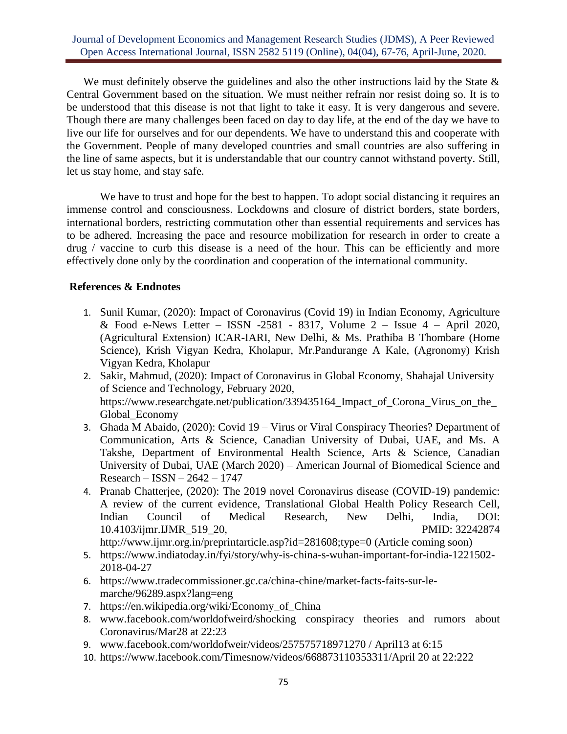We must definitely observe the guidelines and also the other instructions laid by the State & Central Government based on the situation. We must neither refrain nor resist doing so. It is to be understood that this disease is not that light to take it easy. It is very dangerous and severe. Though there are many challenges been faced on day to day life, at the end of the day we have to live our life for ourselves and for our dependents. We have to understand this and cooperate with the Government. People of many developed countries and small countries are also suffering in the line of same aspects, but it is understandable that our country cannot withstand poverty. Still, let us stay home, and stay safe.

We have to trust and hope for the best to happen. To adopt social distancing it requires an immense control and consciousness. Lockdowns and closure of district borders, state borders, international borders, restricting commutation other than essential requirements and services has to be adhered. Increasing the pace and resource mobilization for research in order to create a drug / vaccine to curb this disease is a need of the hour. This can be efficiently and more effectively done only by the coordination and cooperation of the international community.

## References & Endnotes

1. Sunil Kumar, (2020): Impact of Coronavirus (Covid 19) in Indian Economy, Agriculture & Food e-News Letter – ISSN -2581 - 8317, Volume 2 – Issue 4 – April 2020, (Agricultural Extension) ICAR-IARI, New Delhi, & Ms. Prathiba B Thombare (Home Science), Krish Vigyan Kedra, Kholapur, Mr.Pandurange A Kale, (Agronomy) Krish Vigyan Kedra, Kholapur
2. Sakir, Mahmud, (2020): Impact of Coronavirus in Global Economy, Shahajal University of Science and Technology, February 2020, https://www.researchgate.net/publication/339435164_Impact_of_Corona_Virus_on_the_Global_Economy
3. Ghada M Abaido, (2020): Covid 19 – Virus or Viral Conspiracy Theories? Department of Communication, Arts & Science, Canadian University of Dubai, UAE, and Ms. A Takshe, Department of Environmental Health Science, Arts & Science, Canadian University of Dubai, UAE (March 2020) – American Journal of Biomedical Science and Research – ISSN – 2642 – 1747
4. Pranab Chatterjee, (2020): The 2019 novel Coronavirus disease (COVID-19) pandemic: A review of the current evidence, Translational Global Health Policy Research Cell, Indian Council of Medical Research, New Delhi, India, DOI: 10.4103/ijmr.IJMR_519_20, PMID: 32242874 http://www.ijmr.org.in/preprintarticle.asp?id=281608;type=0 (Article coming soon)
5. https://www.indiatoday.in/fyi/story/why-is-china-s-wuhan-important-for-india-1221502-2018-04-27
6. https://www.tradecommissioner.gc.ca/china-chine/market-facts-faits-sur-le-marche/96289.aspx?lang=eng
7. https://en.wikipedia.org/wiki/Economy_of_China
8. www.facebook.com/worldofweird/shocking conspiracy theories and rumors about Coronavirus/Mar28 at 22:23
9. www.facebook.com/worldofweir/videos/257575718971270 / April13 at 6:15
10. https://www.facebook.com/Timesnow/videos/668873110353311/April 20 at 22:222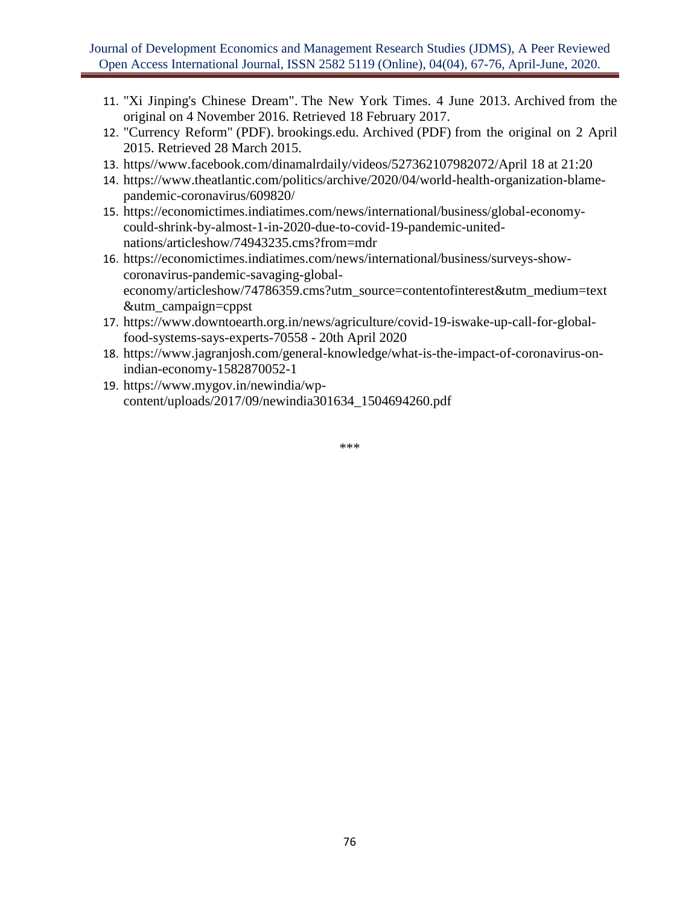11. "Xi Jinping's Chinese Dream". The New York Times. 4 June 2013. Archived from the original on 4 November 2016. Retrieved 18 February 2017.
12. "Currency Reform" (PDF). brookings.edu. Archived (PDF) from the original on 2 April 2015. Retrieved 28 March 2015.
13. https//www.facebook.com/dinamalrdaily/videos/527362107982072/April 18 at 21:20
14. https://www.theatlantic.com/politics/archive/2020/04/world-health-organization-blame-pandemic-coronavirus/609820/
15. https://economictimes.indiatimes.com/news/international/business/global-economy-could-shrink-by-almost-1-in-2020-due-to-covid-19-pandemic-united-nations/articleshow/74943235.cms?from=mdr
16. https://economictimes.indiatimes.com/news/international/business/surveys-show-coronavirus-pandemic-savaging-global-economy/articleshow/74786359.cms?utm_source=contentofinterest&utm_medium=text&utm_campaign=cppst
17. https://www.downtoearth.org.in/news/agriculture/covid-19-iswake-up-call-for-global-food-systems-says-experts-70558 - 20th April 2020
18. https://www.jagranjosh.com/general-knowledge/what-is-the-impact-of-coronavirus-on-indian-economy-1582870052-1
19. https://www.mygov.in/newindia/wp-content/uploads/2017/09/newindia301634_1504694260.pdf

***